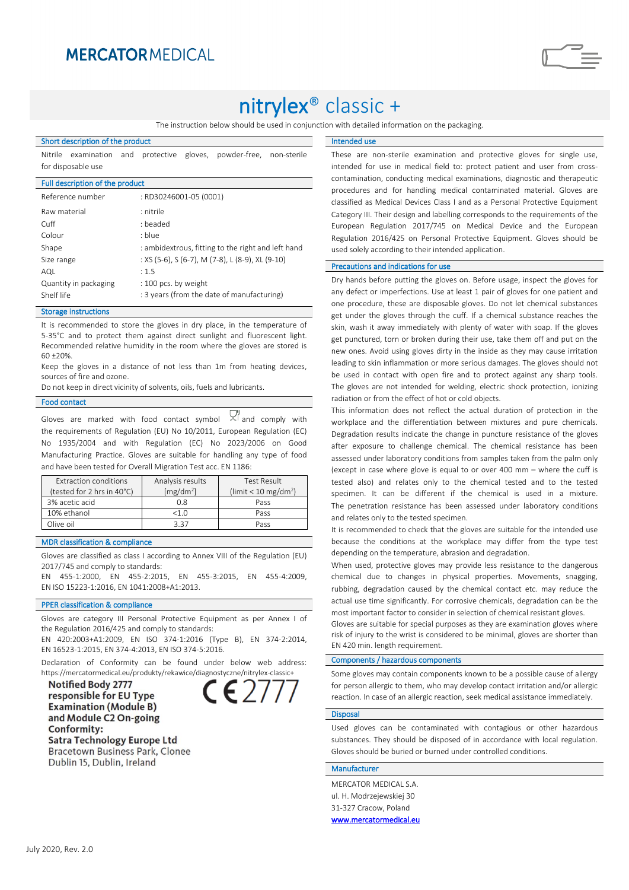# MERCATOR MEDICAL

# nitrylex® classic +

The instruction below should be used in conjunction with detailed information on the packaging.

## Short description of the product

Nitrile examination and protective gloves, powder-free, non-sterile for disposable use

## Full description of the product

| | |
|---|---|
| Reference number | : RD30246001-05 (0001) |
| Raw material | : nitrile |
| Cuff | : beaded |
| Colour | : blue |
| Shape | : ambidextrous, fitting to the right and left hand |
| Size range | : XS (5-6), S (6-7), M (7-8), L (8-9), XL (9-10) |
| AQL | : 1.5 |
| Quantity in packaging | : 100 pcs. by weight |
| Shelf life | : 3 years (from the date of manufacturing) |

## Storage instructions

It is recommended to store the gloves in dry place, in the temperature of 5-35°C and to protect them against direct sunlight and fluorescent light. Recommended relative humidity in the room where the gloves are stored is 60 ±20%.

Keep the gloves in a distance of not less than 1m from heating devices, sources of fire and ozone.

Do not keep in direct vicinity of solvents, oils, fuels and lubricants.

## Food contact

Gloves are marked with food contact symbol and comply with the requirements of Regulation (EU) No 10/2011, European Regulation (EC) No 1935/2004 and with Regulation (EC) No 2023/2006 on Good Manufacturing Practice. Gloves are suitable for handling any type of food and have been tested for Overall Migration Test acc. EN 1186:

| Extraction conditions (tested for 2 hrs in 40°C) | Analysis results [mg/dm$^2$] | Test Result (limit < 10 mg/dm$^2$) |
|---|---|---|
| 3% acetic acid | 0.8 | Pass |
| 10% ethanol | <1.0 | Pass |
| Olive oil | 3.37 | Pass |

## MDR classification & compliance

Gloves are classified as class I according to Annex VIII of the Regulation (EU) 2017/745 and comply to standards:
EN 455-1:2000, EN 455-2:2015, EN 455-3:2015, EN 455-4:2009, EN ISO 15223-1:2016, EN 1041:2008+A1:2013.

## PPER classification & compliance

Gloves are category III Personal Protective Equipment as per Annex I of the Regulation 2016/425 and comply to standards:
EN 420:2003+A1:2009, EN ISO 374-1:2016 (Type B), EN 374-2:2014, EN 16523-1:2015, EN 374-4:2013, EN ISO 374-5:2016.

Declaration of Conformity can be found under below web address: https://mercatormedical.eu/produkty/rekawice/diagnostyczne/nitrylex-classic+

**Notified Body 2777 responsible for EU Type Examination (Module B) and Module C2 On-going Conformity:**
**Satra Technology Europe Ltd**
Bracetown Business Park, Clonee
Dublin 15, Dublin, Ireland

CE 2777

## Intended use

These are non-sterile examination and protective gloves for single use, intended for use in medical field to: protect patient and user from cross-contamination, conducting medical examinations, diagnostic and therapeutic procedures and for handling medical contaminated material. Gloves are classified as Medical Devices Class I and as a Personal Protective Equipment Category III. Their design and labelling corresponds to the requirements of the European Regulation 2017/745 on Medical Device and the European Regulation 2016/425 on Personal Protective Equipment. Gloves should be used solely according to their intended application.

## Precautions and indications for use

Dry hands before putting the gloves on. Before usage, inspect the gloves for any defect or imperfections. Use at least 1 pair of gloves for one patient and one procedure, these are disposable gloves. Do not let chemical substances get under the gloves through the cuff. If a chemical substance reaches the skin, wash it away immediately with plenty of water with soap. If the gloves get punctured, torn or broken during their use, take them off and put on the new ones. Avoid using gloves dirty in the inside as they may cause irritation leading to skin inflammation or more serious damages. The gloves should not be used in contact with open fire and to protect against any sharp tools. The gloves are not intended for welding, electric shock protection, ionizing radiation or from the effect of hot or cold objects.

This information does not reflect the actual duration of protection in the workplace and the differentiation between mixtures and pure chemicals. Degradation results indicate the change in puncture resistance of the gloves after exposure to challenge chemical. The chemical resistance has been assessed under laboratory conditions from samples taken from the palm only (except in case where glove is equal to or over 400 mm – where the cuff is tested also) and relates only to the chemical tested and to the tested specimen. It can be different if the chemical is used in a mixture. The penetration resistance has been assessed under laboratory conditions and relates only to the tested specimen.

It is recommended to check that the gloves are suitable for the intended use because the conditions at the workplace may differ from the type test depending on the temperature, abrasion and degradation.

When used, protective gloves may provide less resistance to the dangerous chemical due to changes in physical properties. Movements, snagging, rubbing, degradation caused by the chemical contact etc. may reduce the actual use time significantly. For corrosive chemicals, degradation can be the most important factor to consider in selection of chemical resistant gloves.

Gloves are suitable for special purposes as they are examination gloves where risk of injury to the wrist is considered to be minimal, gloves are shorter than EN 420 min. length requirement.

## Components / hazardous components

Some gloves may contain components known to be a possible cause of allergy for person allergic to them, who may develop contact irritation and/or allergic reaction. In case of an allergic reaction, seek medical assistance immediately.

## Disposal

Used gloves can be contaminated with contagious or other hazardous substances. They should be disposed of in accordance with local regulation. Gloves should be buried or burned under controlled conditions.

## Manufacturer

MERCATOR MEDICAL S.A.
ul. H. Modrzejewskiej 30
31-327 Cracow, Poland
www.mercatormedical.eu

July 2020, Rev. 2.0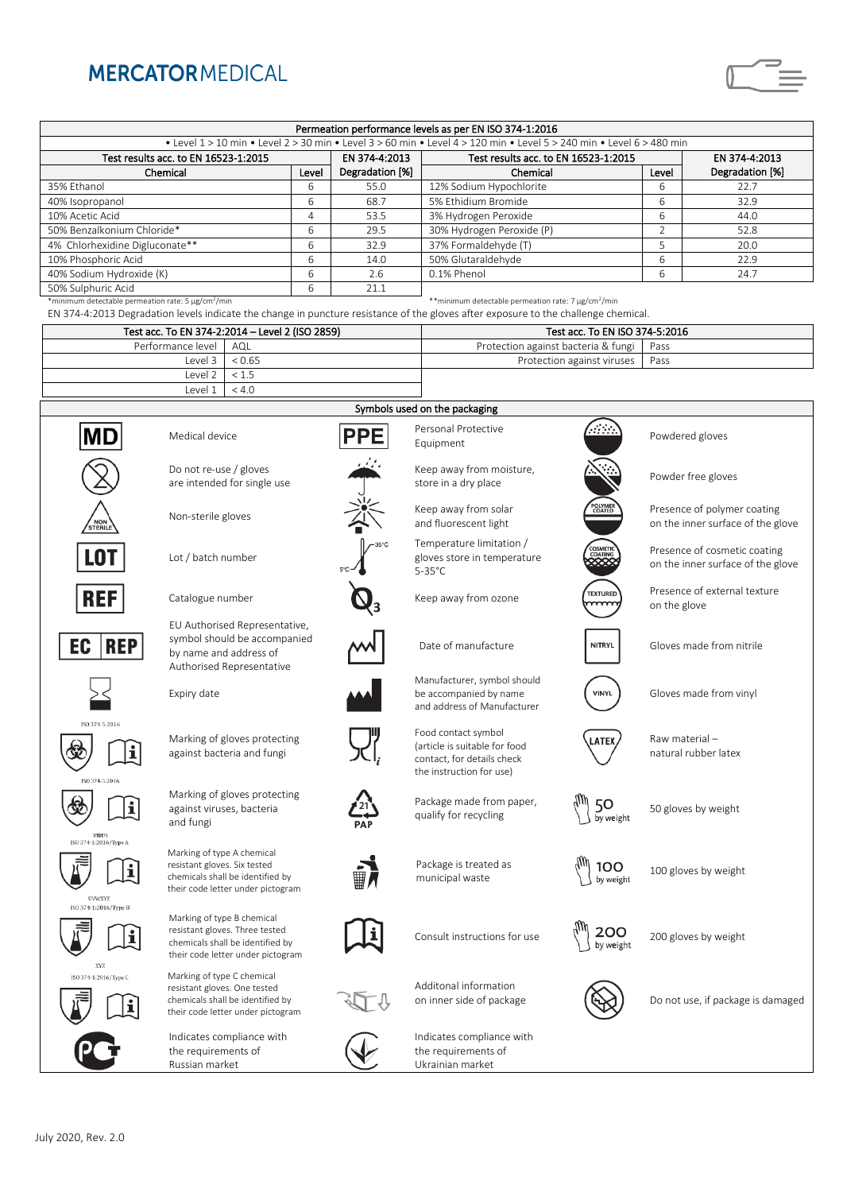**MERCATOR**MEDICAL

| Permeation performance levels as per EN ISO 374-1:2016 | | | | | |
|---|---|---|---|---|---|
| • Level 1 > 10 min • Level 2 > 30 min • Level 3 > 60 min • Level 4 > 120 min • Level 5 > 240 min • Level 6 > 480 min | | | | | |
| Test results acc. to EN 16523-1:2015 | | EN 374-4:2013 | Test results acc. to EN 16523-1:2015 | | EN 374-4:2013 |
| Chemical | Level | Degradation [%] | Chemical | Level | Degradation [%] |
| 35% Ethanol | 6 | 55.0 | 12% Sodium Hypochlorite | 6 | 22.7 |
| 40% Isopropanol | 6 | 68.7 | 5% Ethidium Bromide | 6 | 32.9 |
| 10% Acetic Acid | 4 | 53.5 | 3% Hydrogen Peroxide | 6 | 44.0 |
| 50% Benzalkonium Chloride* | 6 | 29.5 | 30% Hydrogen Peroxide (P) | 2 | 52.8 |
| 4% Chlorhexidine Digluconate** | 6 | 32.9 | 37% Formaldehyde (T) | 5 | 20.0 |
| 10% Phosphoric Acid | 6 | 14.0 | 50% Glutaraldehyde | 6 | 22.9 |
| 40% Sodium Hydroxide (K) | 6 | 2.6 | 0.1% Phenol | 6 | 24.7 |
| 50% Sulphuric Acid | 6 | 21.1 | | | |

*minimum detectable permeation rate: 5 μg/cm²/min

**minimum detectable permeation rate: 7 μg/cm²/min

EN 374-4:2013 Degradation levels indicate the change in puncture resistance of the gloves after exposure to the challenge chemical.

| Test acc. To EN 374-2:2014 – Level 2 (ISO 2859) | |
|---|---|
| Performance level | AQL |
| Level 3 | < 0.65 |
| Level 2 | < 1.5 |
| Level 1 | < 4.0 |

| Test acc. To EN ISO 374-5:2016 | |
|---|---|
| Protection against bacteria & fungi | Pass |
| Protection against viruses | Pass |

| Symbols used on the packaging | | | | | |
|---|---|---|---|---|---|
| MD | Medical device | PPE | Personal Protective Equipment | | Powdered gloves |
| | Do not re-use / gloves are intended for single use | | Keep away from moisture, store in a dry place | | Powder free gloves |
| NON STERILE | Non-sterile gloves | | Keep away from solar and fluorescent light | POLYMER COATED | Presence of polymer coating on the inner surface of the glove |
| LOT | Lot / batch number | 5°C – 35°C | Temperature limitation / gloves store in temperature 5-35°C | COSMETIC COATING | Presence of cosmetic coating on the inner surface of the glove |
| REF | Catalogue number | $O_3$ | Keep away from ozone | TEXTURED | Presence of external texture on the glove |
| EC REP | EU Authorised Representative, symbol should be accompanied by name and address of Authorised Representative | | Date of manufacture | NITRYL | Gloves made from nitrile |
| | Expiry date | | Manufacturer, symbol should be accompanied by name and address of Manufacturer | VINYL | Gloves made from vinyl |
| ISO 374-5:2016 | Marking of gloves protecting against bacteria and fungi | | Food contact symbol (article is suitable for food contact, for details check the instruction for use) | LATEX | Raw material – natural rubber latex |
| ISO 374-5:2016 VIRUS | Marking of gloves protecting against viruses, bacteria and fungi | 21 PAP | Package made from paper, qualify for recycling | 50 by weight | 50 gloves by weight |
| ISO 374-1:2016/Type A UVWXYZ | Marking of type A chemical resistant gloves. Six tested chemicals shall be identified by their code letter under pictogram | | Package is treated as municipal waste | 100 by weight | 100 gloves by weight |
| ISO 374-1:2016/Type B XYZ | Marking of type B chemical resistant gloves. Three tested chemicals shall be identified by their code letter under pictogram | | Consult instructions for use | 200 by weight | 200 gloves by weight |
| ISO 374-1:2016/Type C | Marking of type C chemical resistant gloves. One tested chemicals shall be identified by their code letter under pictogram | | Additonal information on inner side of package | | Do not use, if package is damaged |
| | Indicates compliance with the requirements of Russian market | | Indicates compliance with the requirements of Ukrainian market | | |

July 2020, Rev. 2.0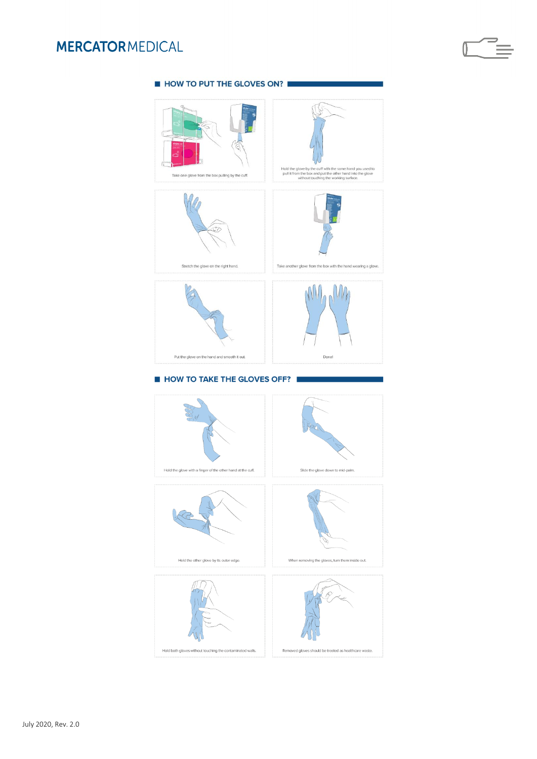## HOW TO PUT THE GLOVES ON?

Take one glove from the box pulling by the cuff.

Hold the glove by the cuff with the same hand you used to pull it from the box and put the other hand into the glove without touching the working surface.

Stretch the glove on the right hand.

Take another glove from the box with the hand wearing a glove.

Put the glove on the hand and smooth it out.

Done!

## HOW TO TAKE THE GLOVES OFF?

Hold the glove with a finger of the other hand at the cuff.

Slide the glove down to mid-palm.

Hold the other glove by its outer edge.

When removing the gloves, turn them inside out.

Hold both gloves without touching the contaminated walls.

Removed gloves should be treated as healthcare waste.

July 2020, Rev. 2.0